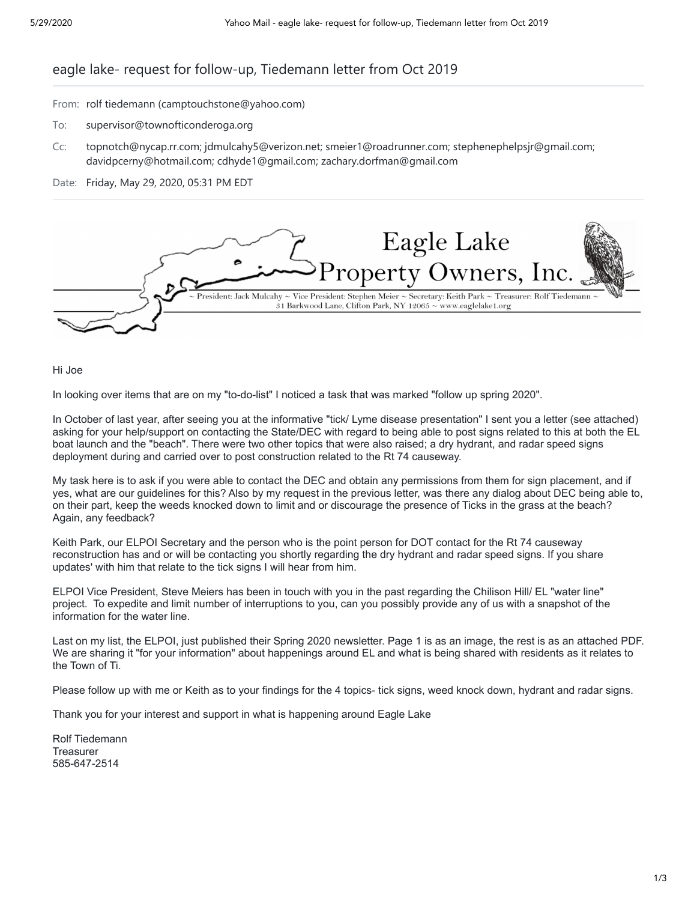# eagle lake- request for follow-up, Tiedemann letter from Oct 2019

From: rolf tiedemann (camptouchstone@yahoo.com)

To: supervisor@townofticonderoga.org

Cc: topnotch@nycap.rr.com; jdmulcahy5@verizon.net; smeier1@roadrunner.com; stephenephelpsjr@gmail.com; davidpcerny@hotmail.com; cdhyde1@gmail.com; zachary.dorfman@gmail.com

Date: Friday, May 29, 2020, 05:31 PM EDT

Eagle Lake Property Owners, Inc.

~ President: Jack Mulcahy ~ Vice President: Stephen Meier ~ Secretary: Keith Park ~ Treasurer: Rolf Tiedemann ~
31 Barkwood Lane, Clifton Park, NY 12065 ~ www.eaglelake1.org

Hi Joe

In looking over items that are on my "to-do-list" I noticed a task that was marked "follow up spring 2020".

In October of last year, after seeing you at the informative "tick/ Lyme disease presentation" I sent you a letter (see attached) asking for your help/support on contacting the State/DEC with regard to being able to post signs related to this at both the EL boat launch and the "beach". There were two other topics that were also raised; a dry hydrant, and radar speed signs deployment during and carried over to post construction related to the Rt 74 causeway.

My task here is to ask if you were able to contact the DEC and obtain any permissions from them for sign placement, and if yes, what are our guidelines for this? Also by my request in the previous letter, was there any dialog about DEC being able to, on their part, keep the weeds knocked down to limit and or discourage the presence of Ticks in the grass at the beach? Again, any feedback?

Keith Park, our ELPOI Secretary and the person who is the point person for DOT contact for the Rt 74 causeway reconstruction has and or will be contacting you shortly regarding the dry hydrant and radar speed signs. If you share updates' with him that relate to the tick signs I will hear from him.

ELPOI Vice President, Steve Meiers has been in touch with you in the past regarding the Chilison Hill/ EL "water line" project. To expedite and limit number of interruptions to you, can you possibly provide any of us with a snapshot of the information for the water line.

Last on my list, the ELPOI, just published their Spring 2020 newsletter. Page 1 is as an image, the rest is as an attached PDF. We are sharing it "for your information" about happenings around EL and what is being shared with residents as it relates to the Town of Ti.

Please follow up with me or Keith as to your findings for the 4 topics- tick signs, weed knock down, hydrant and radar signs.

Thank you for your interest and support in what is happening around Eagle Lake

Rolf Tiedemann
Treasurer
585-647-2514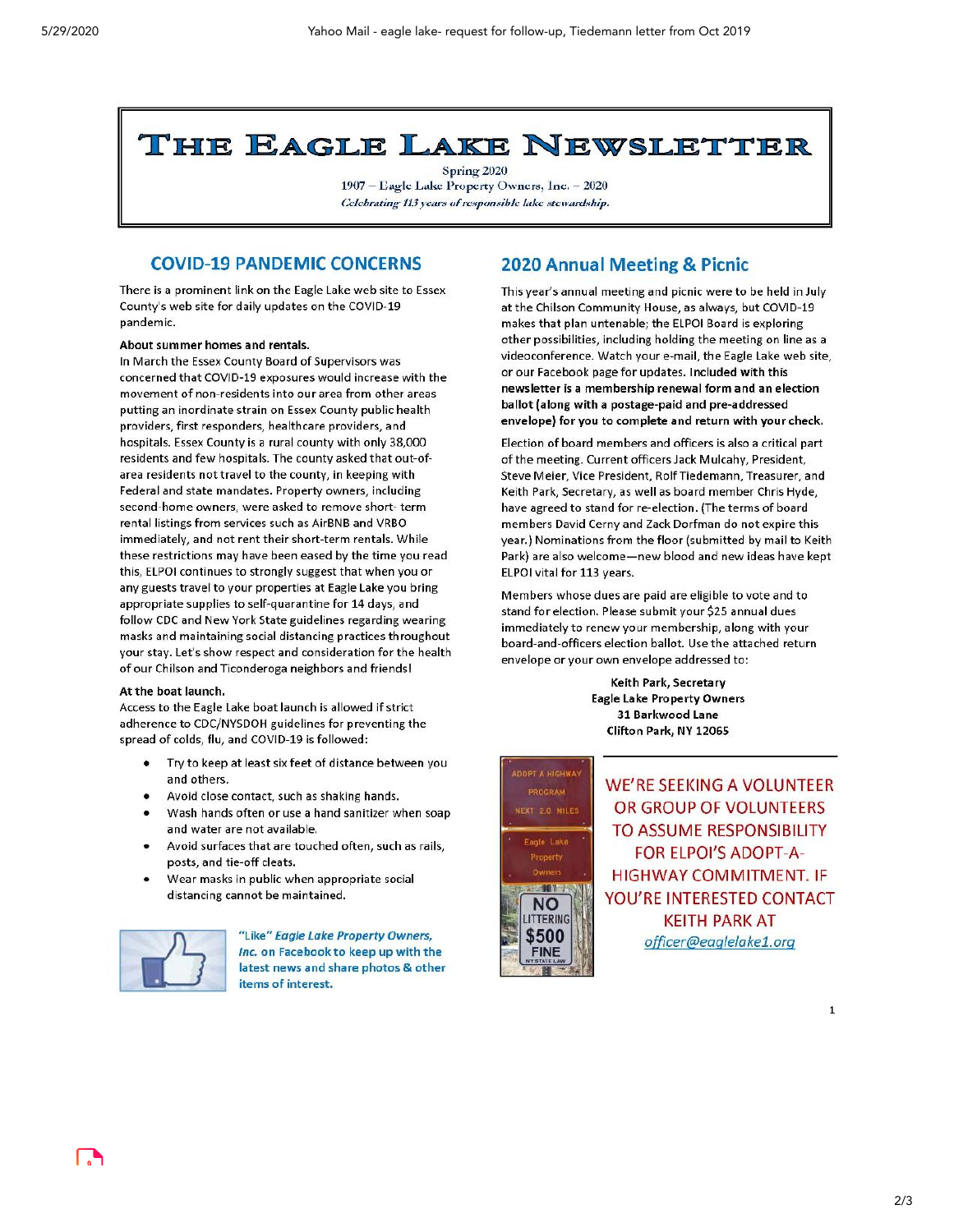# THE EAGLE LAKE NEWSLETTER

Spring 2020

1907 – Eagle Lake Property Owners, Inc. – 2020

*Celebrating 113 years of responsible lake stewardship.*

## COVID-19 PANDEMIC CONCERNS

There is a prominent link on the Eagle Lake web site to Essex County's web site for daily updates on the COVID-19 pandemic.

**About summer homes and rentals.**

In March the Essex County Board of Supervisors was concerned that COVID-19 exposures would increase with the movement of non-residents into our area from other areas putting an inordinate strain on Essex County public health providers, first responders, healthcare providers, and hospitals. Essex County is a rural county with only 38,000 residents and few hospitals. The county asked that out-of-area residents not travel to the county, in keeping with Federal and state mandates. Property owners, including second-home owners, were asked to remove short- term rental listings from services such as AirBNB and VRBO immediately, and not rent their short-term rentals. While these restrictions may have been eased by the time you read this, ELPOI continues to strongly suggest that when you or any guests travel to your properties at Eagle Lake you bring appropriate supplies to self-quarantine for 14 days, and follow CDC and New York State guidelines regarding wearing masks and maintaining social distancing practices throughout your stay. Let's show respect and consideration for the health of our Chilson and Ticonderoga neighbors and friends!

**At the boat launch.**

Access to the Eagle Lake boat launch is allowed if strict adherence to CDC/NYSDOH guidelines for preventing the spread of colds, flu, and COVID-19 is followed:

- Try to keep at least six feet of distance between you and others.
- Avoid close contact, such as shaking hands.
- Wash hands often or use a hand sanitizer when soap and water are not available.
- Avoid surfaces that are touched often, such as rails, posts, and tie-off cleats.
- Wear masks in public when appropriate social distancing cannot be maintained.

"Like" ***Eagle Lake Property Owners, Inc.*** **on Facebook to keep up with the latest news and share photos & other items of interest.**

## 2020 Annual Meeting & Picnic

This year's annual meeting and picnic were to be held in July at the Chilson Community House, as always, but COVID-19 makes that plan untenable; the ELPOI Board is exploring other possibilities, including holding the meeting on line as a videoconference. Watch your e-mail, the Eagle Lake web site, or our Facebook page for updates. **Included with this newsletter is a membership renewal form and an election ballot (along with a postage-paid and pre-addressed envelope) for you to complete and return with your check.**

Election of board members and officers is also a critical part of the meeting. Current officers Jack Mulcahy, President, Steve Meier, Vice President, Rolf Tiedemann, Treasurer, and Keith Park, Secretary, as well as board member Chris Hyde, have agreed to stand for re-election. (The terms of board members David Cerny and Zack Dorfman do not expire this year.) Nominations from the floor (submitted by mail to Keith Park) are also welcome—new blood and new ideas have kept ELPOI vital for 113 years.

Members whose dues are paid are eligible to vote and to stand for election. Please submit your $25 annual dues immediately to renew your membership, along with your board-and-officers election ballot. Use the attached return envelope or your own envelope addressed to:

**Keith Park, Secretary**
**Eagle Lake Property Owners**
**31 Barkwood Lane**
**Clifton Park, NY 12065**

WE'RE SEEKING A VOLUNTEER OR GROUP OF VOLUNTEERS TO ASSUME RESPONSIBILITY FOR ELPOI'S ADOPT-A-HIGHWAY COMMITMENT. IF YOU'RE INTERESTED CONTACT KEITH PARK AT officer@eaglelake1.org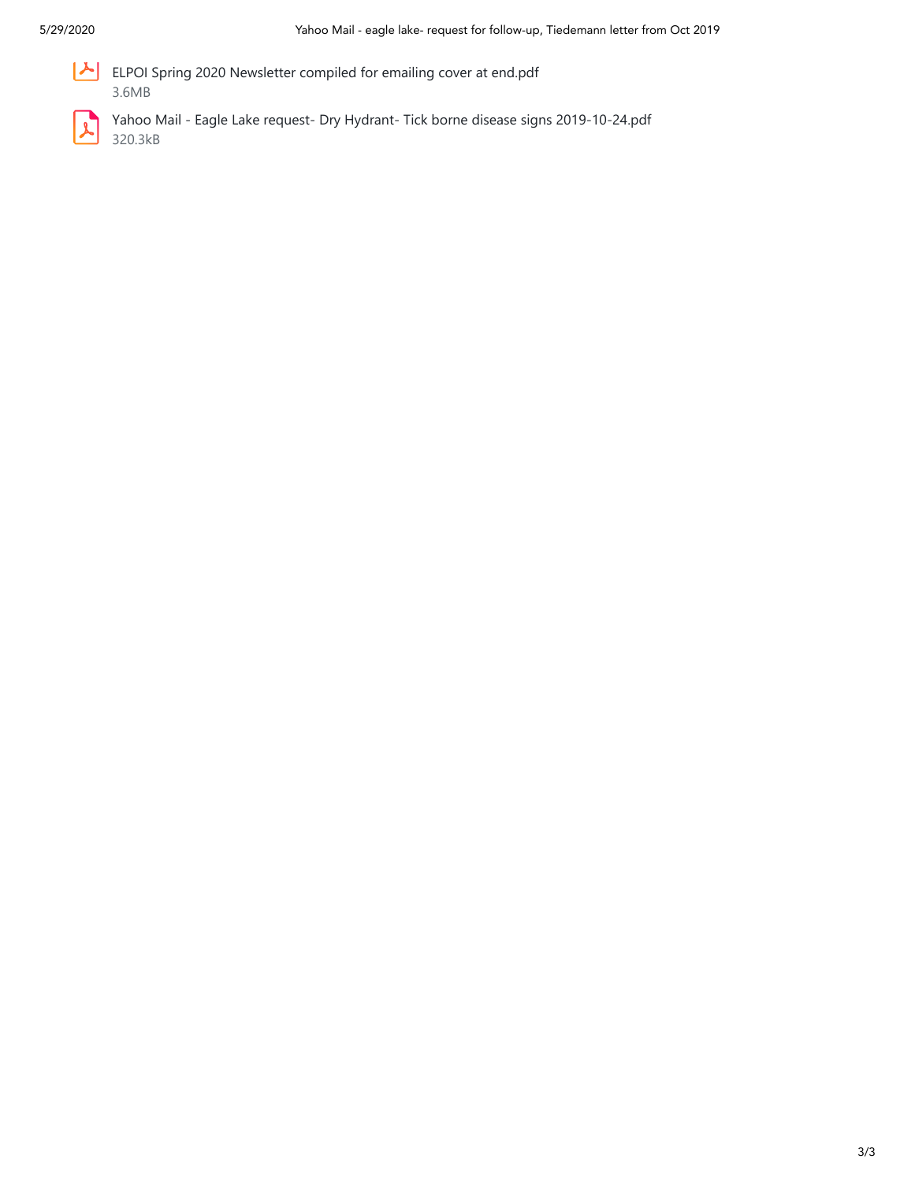ELPOI Spring 2020 Newsletter compiled for emailing cover at end.pdf
3.6MB

Yahoo Mail - Eagle Lake request- Dry Hydrant- Tick borne disease signs 2019-10-24.pdf
320.3kB